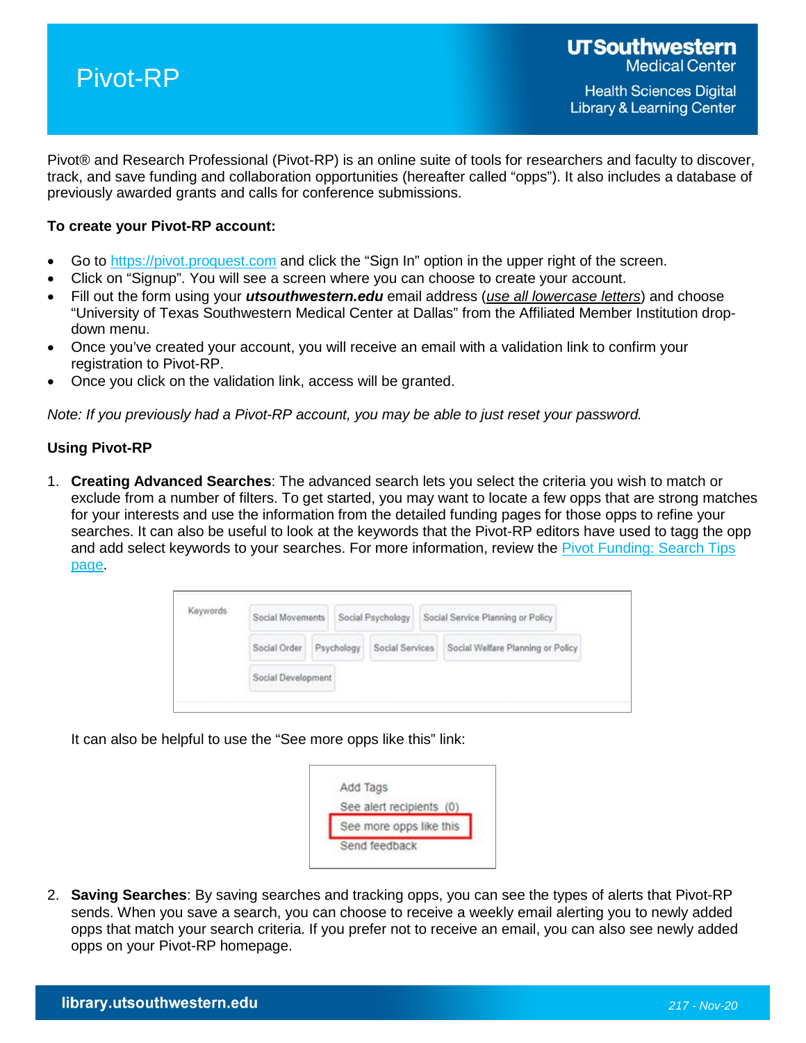# Pivot-RP

UTSouthwestern Medical Center

Health Sciences Digital Library & Learning Center

Pivot® and Research Professional (Pivot-RP) is an online suite of tools for researchers and faculty to discover, track, and save funding and collaboration opportunities (hereafter called "opps"). It also includes a database of previously awarded grants and calls for conference submissions.

**To create your Pivot-RP account:**

- Go to https://pivot.proquest.com and click the "Sign In" option in the upper right of the screen.
- Click on "Signup". You will see a screen where you can choose to create your account.
- Fill out the form using your ***utsouthwestern.edu*** email address (*use all lowercase letters*) and choose "University of Texas Southwestern Medical Center at Dallas" from the Affiliated Member Institution drop-down menu.
- Once you've created your account, you will receive an email with a validation link to confirm your registration to Pivot-RP.
- Once you click on the validation link, access will be granted.

*Note: If you previously had a Pivot-RP account, you may be able to just reset your password.*

**Using Pivot-RP**

1. **Creating Advanced Searches**: The advanced search lets you select the criteria you wish to match or exclude from a number of filters. To get started, you may want to locate a few opps that are strong matches for your interests and use the information from the detailed funding pages for those opps to refine your searches. It can also be useful to look at the keywords that the Pivot-RP editors have used to tagg the opp and add select keywords to your searches. For more information, review the Pivot Funding: Search Tips page.

   Keywords: Social Movements | Social Psychology | Social Service Planning or Policy | Social Order | Psychology | Social Services | Social Welfare Planning or Policy | Social Development

   It can also be helpful to use the "See more opps like this" link:

   Add Tags
   See alert recipients (0)
   See more opps like this
   Send feedback

2. **Saving Searches**: By saving searches and tracking opps, you can see the types of alerts that Pivot-RP sends. When you save a search, you can choose to receive a weekly email alerting you to newly added opps that match your search criteria. If you prefer not to receive an email, you can also see newly added opps on your Pivot-RP homepage.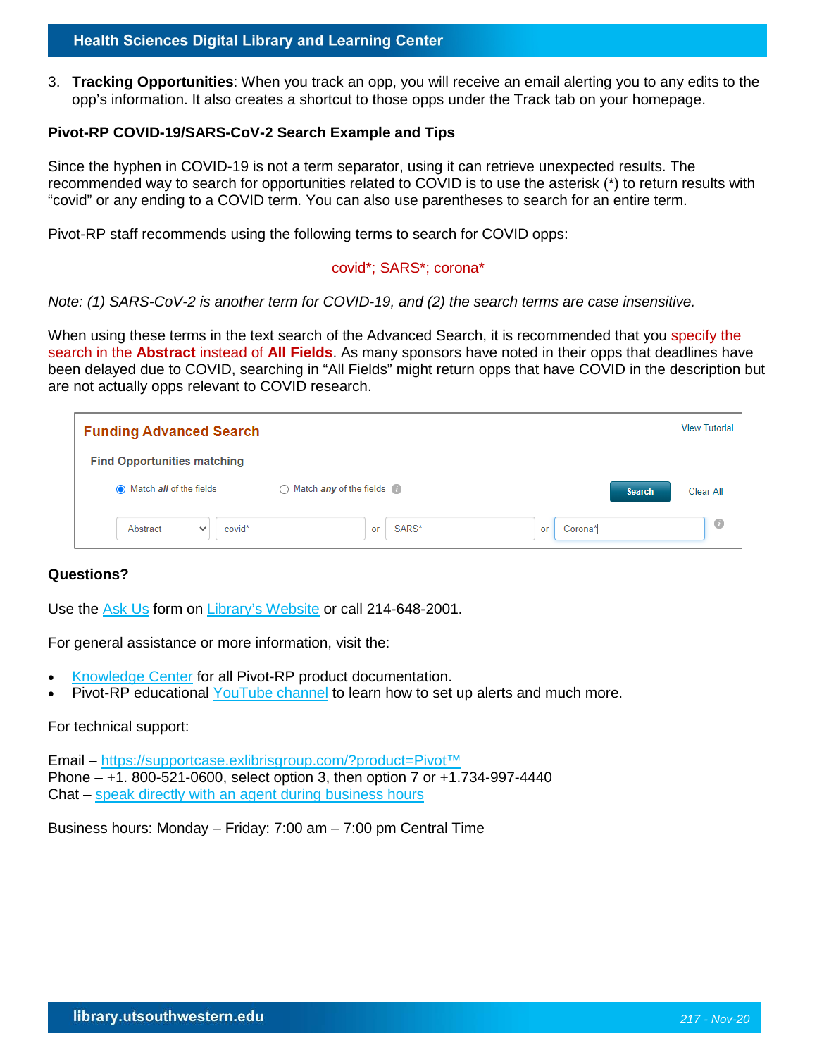3. **Tracking Opportunities**: When you track an opp, you will receive an email alerting you to any edits to the opp's information. It also creates a shortcut to those opps under the Track tab on your homepage.

### Pivot-RP COVID-19/SARS-CoV-2 Search Example and Tips

Since the hyphen in COVID-19 is not a term separator, using it can retrieve unexpected results. The recommended way to search for opportunities related to COVID is to use the asterisk (*) to return results with "covid" or any ending to a COVID term. You can also use parentheses to search for an entire term.

Pivot-RP staff recommends using the following terms to search for COVID opps:

covid*; SARS*; corona*

*Note: (1) SARS-CoV-2 is another term for COVID-19, and (2) the search terms are case insensitive.*

When using these terms in the text search of the Advanced Search, it is recommended that you specify the search in the **Abstract** instead of **All Fields**. As many sponsors have noted in their opps that deadlines have been delayed due to COVID, searching in "All Fields" might return opps that have COVID in the description but are not actually opps relevant to COVID research.

**Funding Advanced Search** — View Tutorial

Find Opportunities matching

(•) Match *all* of the fields ( ) Match *any* of the fields — Search — Clear All

Abstract | covid* or SARS* or Corona*

### Questions?

Use the Ask Us form on Library's Website or call 214-648-2001.

For general assistance or more information, visit the:

- Knowledge Center for all Pivot-RP product documentation.
- Pivot-RP educational YouTube channel to learn how to set up alerts and much more.

For technical support:

Email – https://supportcase.exlibrisgroup.com/?product=Pivot™
Phone – +1. 800-521-0600, select option 3, then option 7 or +1.734-997-4440
Chat – speak directly with an agent during business hours

Business hours: Monday – Friday: 7:00 am – 7:00 pm Central Time